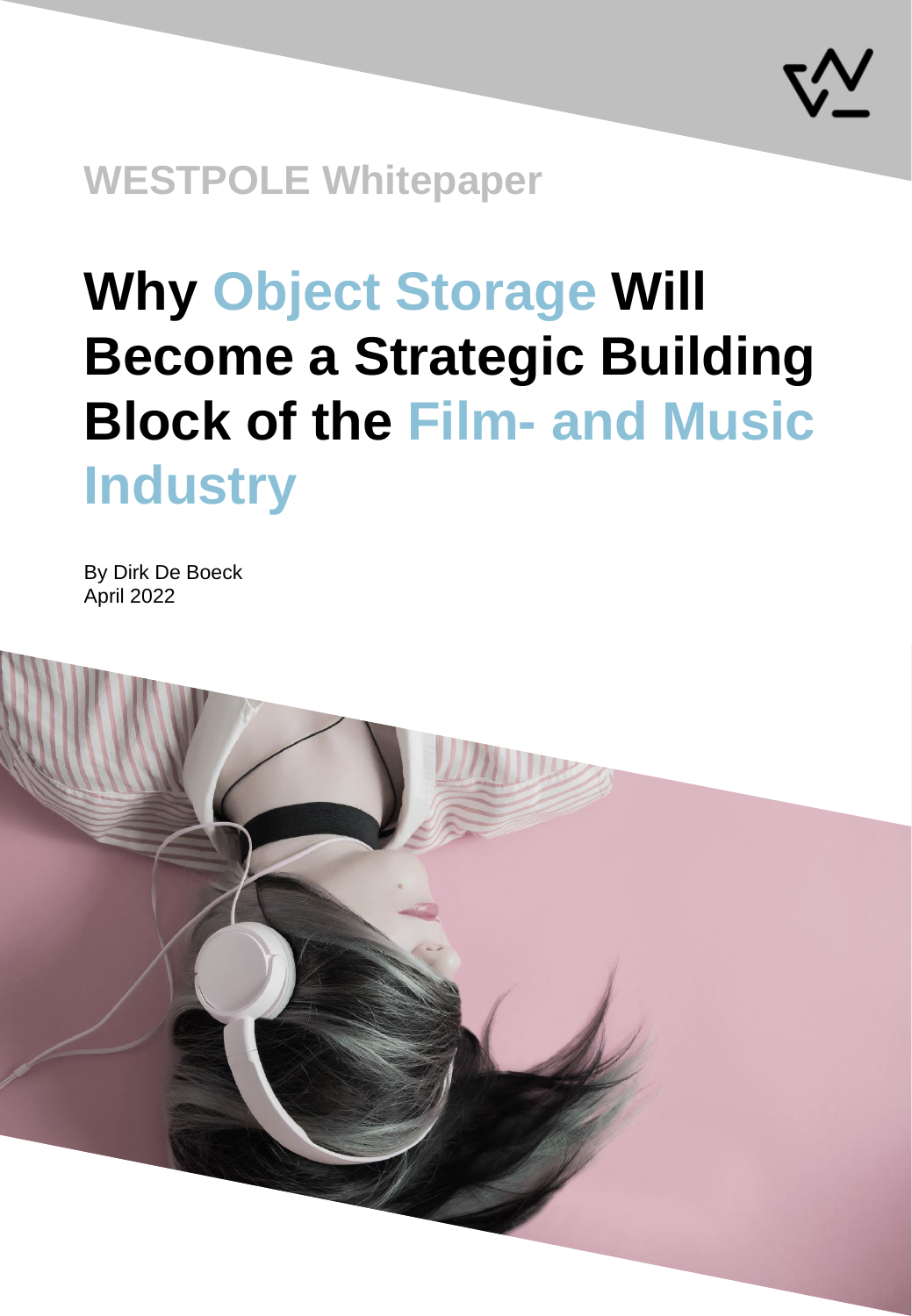WESTPOLE Whitepaper

# Why Object Storage Will Become a Strategic Building Block of the Film- and Music Industry

By Dirk De Boeck
April 2022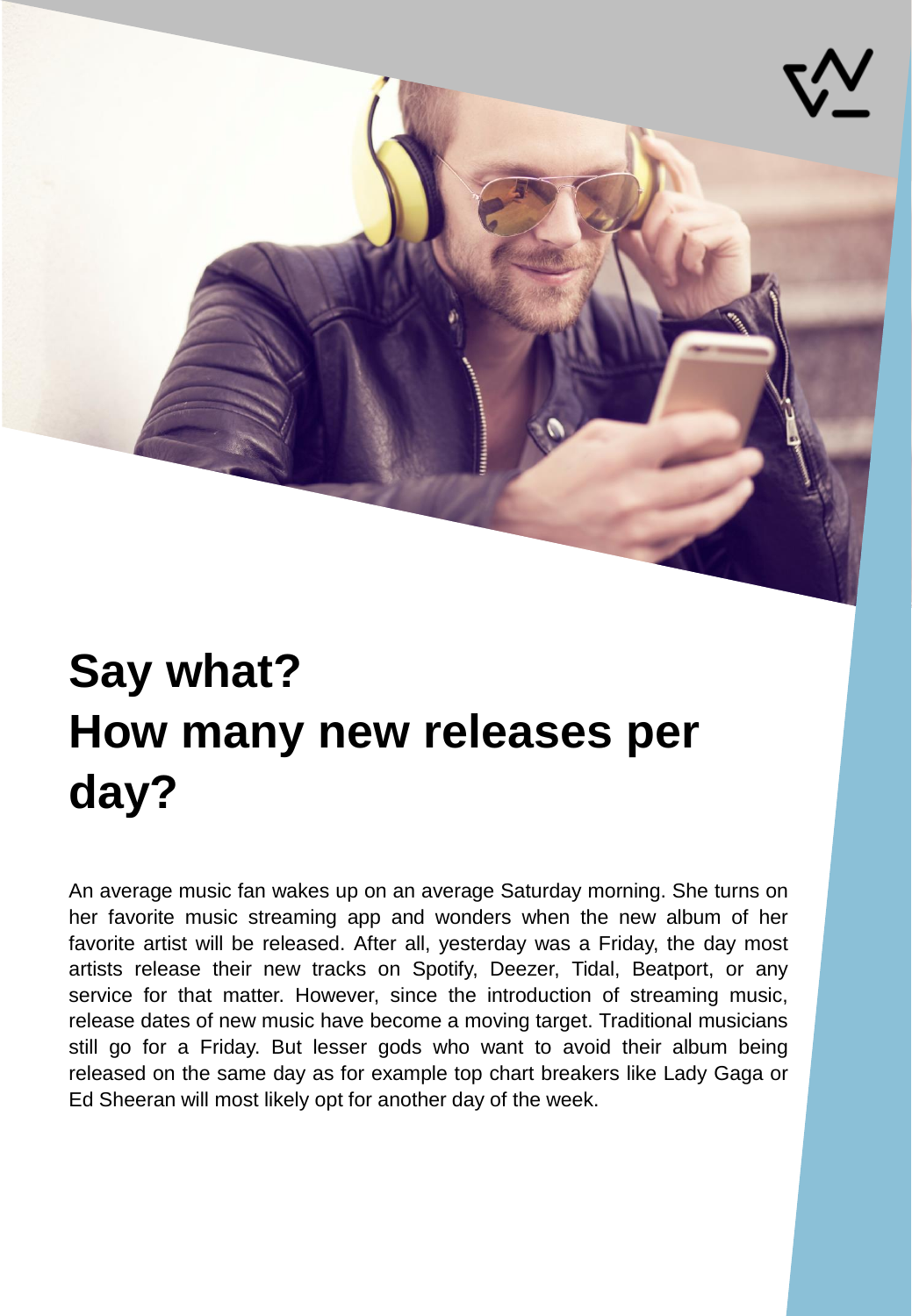# Say what?
# How many new releases per day?

An average music fan wakes up on an average Saturday morning. She turns on her favorite music streaming app and wonders when the new album of her favorite artist will be released. After all, yesterday was a Friday, the day most artists release their new tracks on Spotify, Deezer, Tidal, Beatport, or any service for that matter. However, since the introduction of streaming music, release dates of new music have become a moving target. Traditional musicians still go for a Friday. But lesser gods who want to avoid their album being released on the same day as for example top chart breakers like Lady Gaga or Ed Sheeran will most likely opt for another day of the week.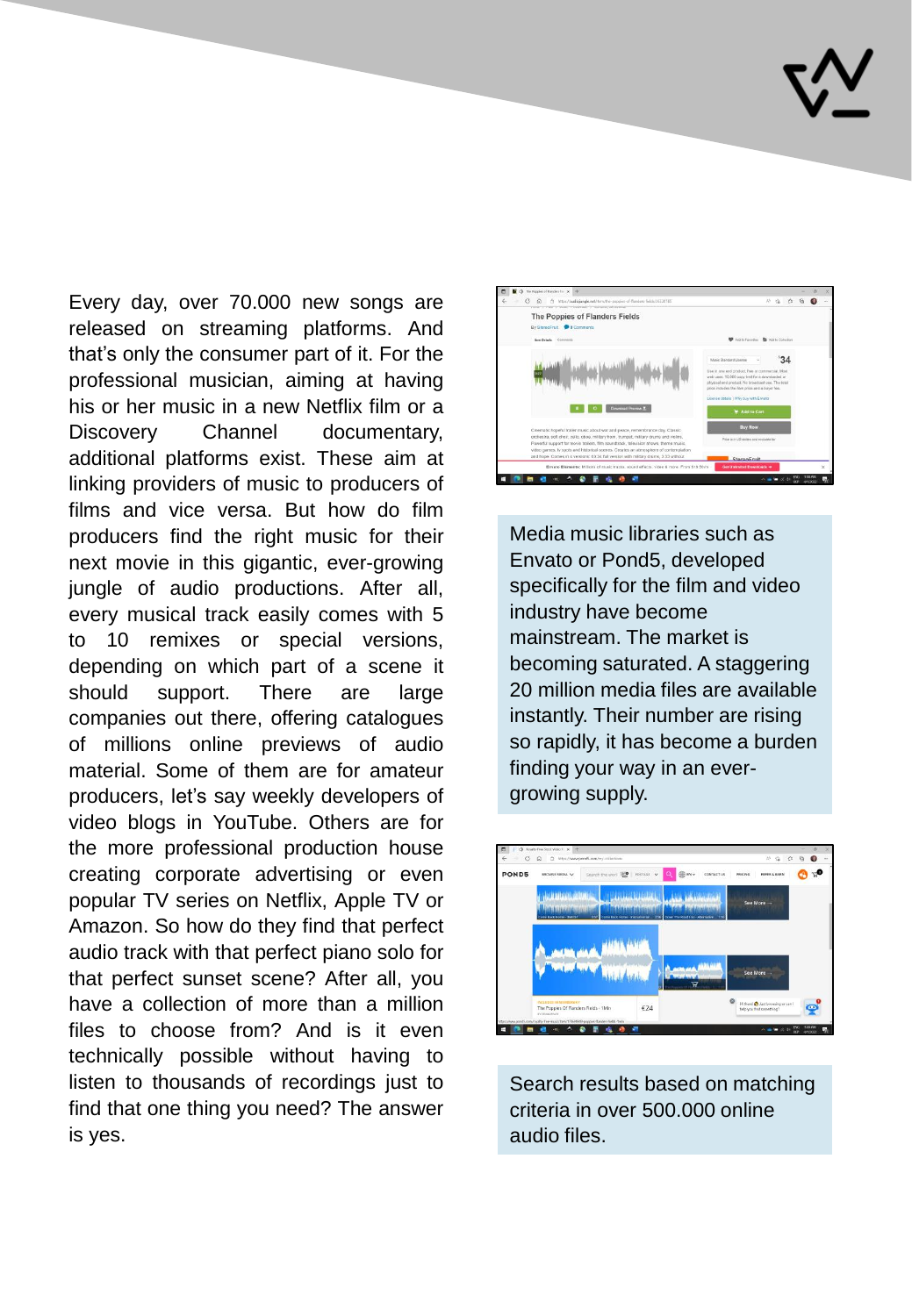Every day, over 70.000 new songs are released on streaming platforms. And that's only the consumer part of it. For the professional musician, aiming at having his or her music in a new Netflix film or a Discovery Channel documentary, additional platforms exist. These aim at linking providers of music to producers of films and vice versa. But how do film producers find the right music for their next movie in this gigantic, ever-growing jungle of audio productions. After all, every musical track easily comes with 5 to 10 remixes or special versions, depending on which part of a scene it should support. There are large companies out there, offering catalogues of millions online previews of audio material. Some of them are for amateur producers, let's say weekly developers of video blogs in YouTube. Others are for the more professional production house creating corporate advertising or even popular TV series on Netflix, Apple TV or Amazon. So how do they find that perfect audio track with that perfect piano solo for that perfect sunset scene? After all, you have a collection of more than a million files to choose from? And is it even technically possible without having to listen to thousands of recordings just to find that one thing you need? The answer is yes.

Media music libraries such as Envato or Pond5, developed specifically for the film and video industry have become mainstream. The market is becoming saturated. A staggering 20 million media files are available instantly. Their number are rising so rapidly, it has become a burden finding your way in an ever-growing supply.

Search results based on matching criteria in over 500.000 online audio files.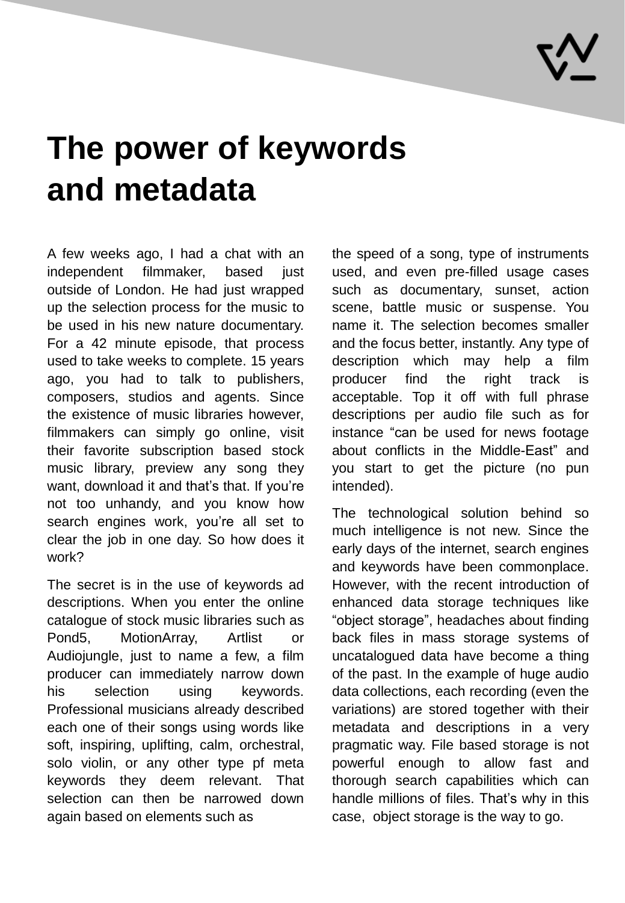# The power of keywords and metadata

A few weeks ago, I had a chat with an independent filmmaker, based just outside of London. He had just wrapped up the selection process for the music to be used in his new nature documentary. For a 42 minute episode, that process used to take weeks to complete. 15 years ago, you had to talk to publishers, composers, studios and agents. Since the existence of music libraries however, filmmakers can simply go online, visit their favorite subscription based stock music library, preview any song they want, download it and that's that. If you're not too unhandy, and you know how search engines work, you're all set to clear the job in one day. So how does it work?

The secret is in the use of keywords ad descriptions. When you enter the online catalogue of stock music libraries such as Pond5, MotionArray, Artlist or Audiojungle, just to name a few, a film producer can immediately narrow down his selection using keywords. Professional musicians already described each one of their songs using words like soft, inspiring, uplifting, calm, orchestral, solo violin, or any other type pf meta keywords they deem relevant. That selection can then be narrowed down again based on elements such as the speed of a song, type of instruments used, and even pre-filled usage cases such as documentary, sunset, action scene, battle music or suspense. You name it. The selection becomes smaller and the focus better, instantly. Any type of description which may help a film producer find the right track is acceptable. Top it off with full phrase descriptions per audio file such as for instance "can be used for news footage about conflicts in the Middle-East" and you start to get the picture (no pun intended).

The technological solution behind so much intelligence is not new. Since the early days of the internet, search engines and keywords have been commonplace. However, with the recent introduction of enhanced data storage techniques like "object storage", headaches about finding back files in mass storage systems of uncatalogued data have become a thing of the past. In the example of huge audio data collections, each recording (even the variations) are stored together with their metadata and descriptions in a very pragmatic way. File based storage is not powerful enough to allow fast and thorough search capabilities which can handle millions of files. That's why in this case, object storage is the way to go.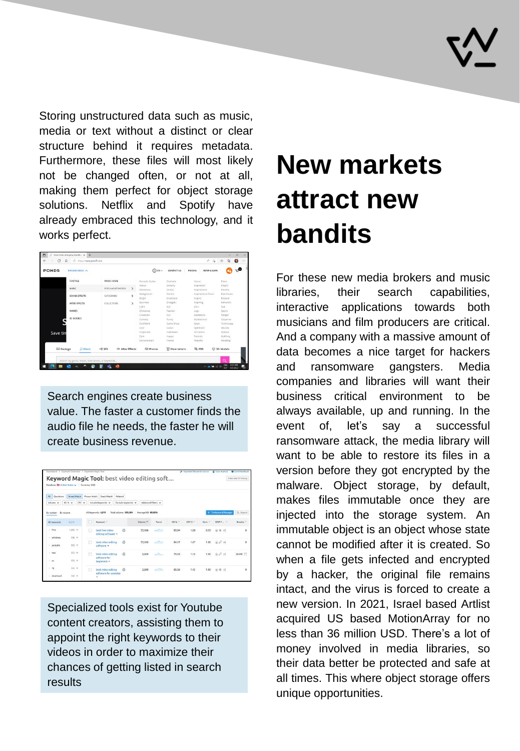Storing unstructured data such as music, media or text without a distinct or clear structure behind it requires metadata. Furthermore, these files will most likely not be changed often, or not at all, making them perfect for object storage solutions. Netflix and Spotify have already embraced this technology, and it works perfect.

Search engines create business value. The faster a customer finds the audio file he needs, the faster he will create business revenue.

Specialized tools exist for Youtube content creators, assisting them to appoint the right keywords to their videos in order to maximize their chances of getting listed in search results

# New markets attract new bandits

For these new media brokers and music libraries, their search capabilities, interactive applications towards both musicians and film producers are critical. And a company with a massive amount of data becomes a nice target for hackers and ransomware gangsters. Media companies and libraries will want their business critical environment to be always available, up and running. In the event of, let's say a successful ransomware attack, the media library will want to be able to restore its files in a version before they got encrypted by the malware. Object storage, by default, makes files immutable once they are injected into the storage system. An immutable object is an object whose state cannot be modified after it is created. So when a file gets infected and encrypted by a hacker, the original file remains intact, and the virus is forced to create a new version. In 2021, Israel based Artlist acquired US based MotionArray for no less than 36 million USD. There's a lot of money involved in media libraries, so their data better be protected and safe at all times. This where object storage offers unique opportunities.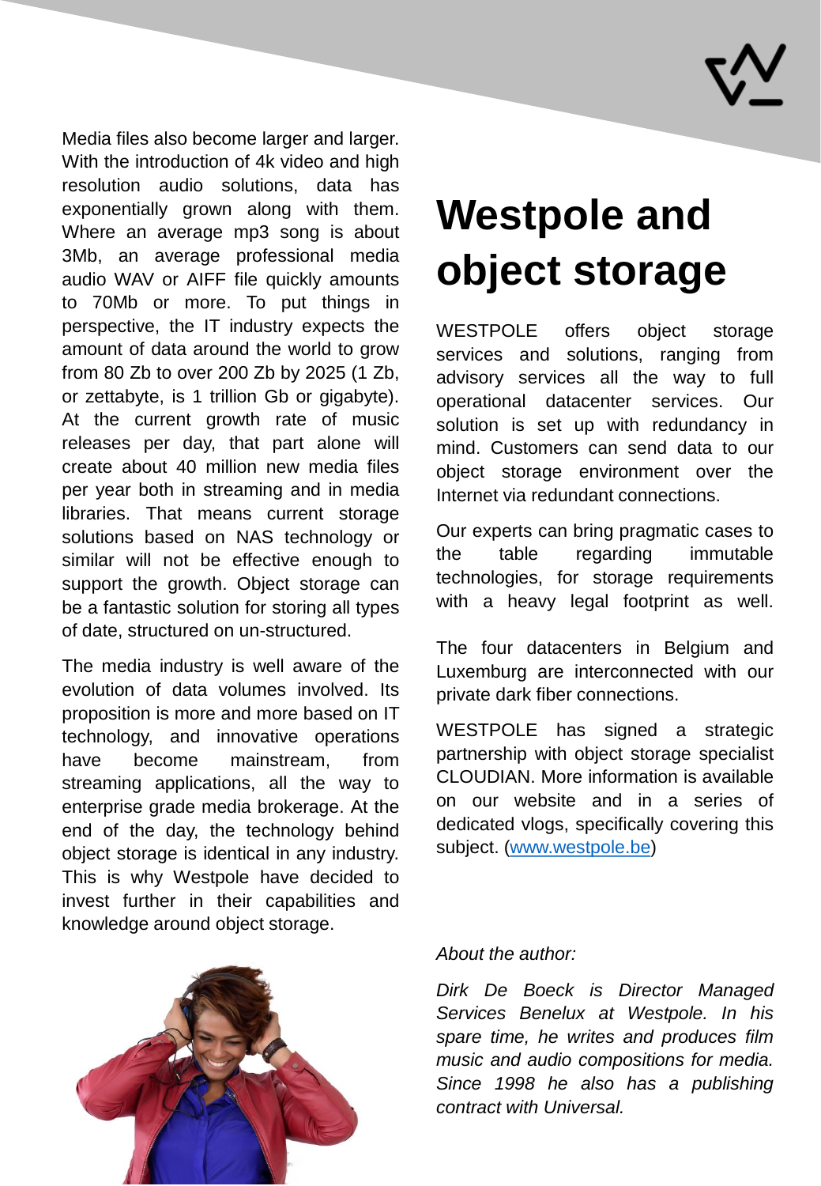Media files also become larger and larger. With the introduction of 4k video and high resolution audio solutions, data has exponentially grown along with them. Where an average mp3 song is about 3Mb, an average professional media audio WAV or AIFF file quickly amounts to 70Mb or more. To put things in perspective, the IT industry expects the amount of data around the world to grow from 80 Zb to over 200 Zb by 2025 (1 Zb, or zettabyte, is 1 trillion Gb or gigabyte). At the current growth rate of music releases per day, that part alone will create about 40 million new media files per year both in streaming and in media libraries. That means current storage solutions based on NAS technology or similar will not be effective enough to support the growth. Object storage can be a fantastic solution for storing all types of date, structured on un-structured.

The media industry is well aware of the evolution of data volumes involved. Its proposition is more and more based on IT technology, and innovative operations have become mainstream, from streaming applications, all the way to enterprise grade media brokerage. At the end of the day, the technology behind object storage is identical in any industry. This is why Westpole have decided to invest further in their capabilities and knowledge around object storage.

# Westpole and object storage

WESTPOLE offers object storage services and solutions, ranging from advisory services all the way to full operational datacenter services. Our solution is set up with redundancy in mind. Customers can send data to our object storage environment over the Internet via redundant connections.

Our experts can bring pragmatic cases to the table regarding immutable technologies, for storage requirements with a heavy legal footprint as well.

The four datacenters in Belgium and Luxemburg are interconnected with our private dark fiber connections.

WESTPOLE has signed a strategic partnership with object storage specialist CLOUDIAN. More information is available on our website and in a series of dedicated vlogs, specifically covering this subject. ([www.westpole.be](http://www.westpole.be))

*About the author:*

*Dirk De Boeck is Director Managed Services Benelux at Westpole. In his spare time, he writes and produces film music and audio compositions for media. Since 1998 he also has a publishing contract with Universal.*